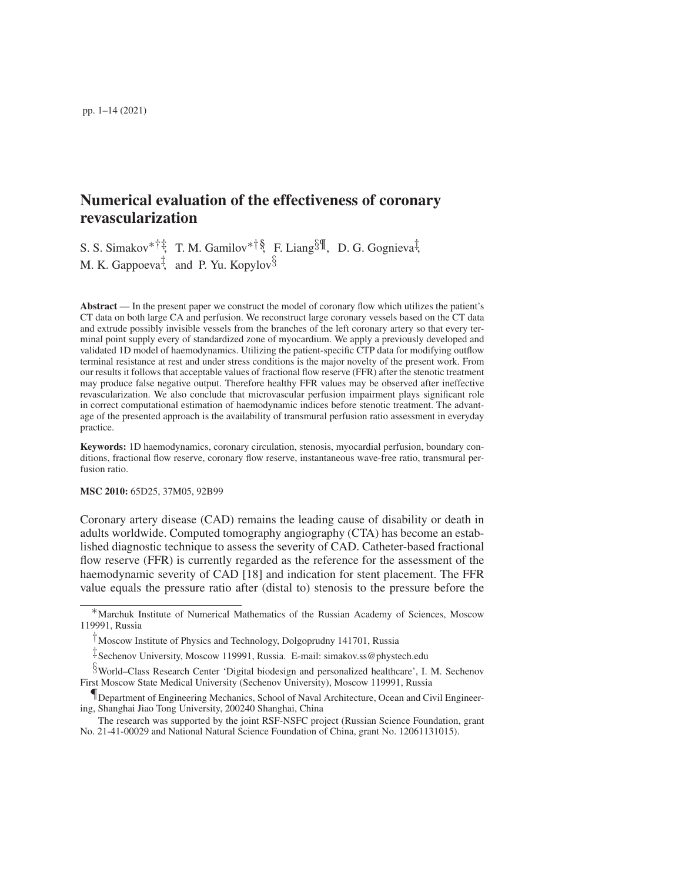# Numerical evaluation of the effectiveness of coronary revascularization

S. S. Simakov[\*†‡], T. M. Gamilov[\*†§], F. Liang[§¶], D. G. Gognieva[‡], M. K. Gappoeva[‡], and P. Yu. Kopylov[§]

**Abstract** — In the present paper we construct the model of coronary flow which utilizes the patient's CT data on both large CA and perfusion. We reconstruct large coronary vessels based on the CT data and extrude possibly invisible vessels from the branches of the left coronary artery so that every terminal point supply every of standardized zone of myocardium. We apply a previously developed and validated 1D model of haemodynamics. Utilizing the patient-specific CTP data for modifying outflow terminal resistance at rest and under stress conditions is the major novelty of the present work. From our results it follows that acceptable values of fractional flow reserve (FFR) after the stenotic treatment may produce false negative output. Therefore healthy FFR values may be observed after ineffective revascularization. We also conclude that microvascular perfusion impairment plays significant role in correct computational estimation of haemodynamic indices before stenotic treatment. The advantage of the presented approach is the availability of transmural perfusion ratio assessment in everyday practice.

**Keywords:** 1D haemodynamics, coronary circulation, stenosis, myocardial perfusion, boundary conditions, fractional flow reserve, coronary flow reserve, instantaneous wave-free ratio, transmural perfusion ratio.

**MSC 2010:** 65D25, 37M05, 92B99

Coronary artery disease (CAD) remains the leading cause of disability or death in adults worldwide. Computed tomography angiography (CTA) has become an established diagnostic technique to assess the severity of CAD. Catheter-based fractional flow reserve (FFR) is currently regarded as the reference for the assessment of the haemodynamic severity of CAD [18] and indication for stent placement. The FFR value equals the pressure ratio after (distal to) stenosis to the pressure before the

---

[\*] Marchuk Institute of Numerical Mathematics of the Russian Academy of Sciences, Moscow 119991, Russia

[†] Moscow Institute of Physics and Technology, Dolgoprudny 141701, Russia

[‡] Sechenov University, Moscow 119991, Russia. E-mail: simakov.ss@phystech.edu

[§] World–Class Research Center 'Digital biodesign and personalized healthcare', I. M. Sechenov First Moscow State Medical University (Sechenov University), Moscow 119991, Russia

[¶] Department of Engineering Mechanics, School of Naval Architecture, Ocean and Civil Engineering, Shanghai Jiao Tong University, 200240 Shanghai, China

The research was supported by the joint RSF-NSFC project (Russian Science Foundation, grant No. 21-41-00029 and National Natural Science Foundation of China, grant No. 12061131015).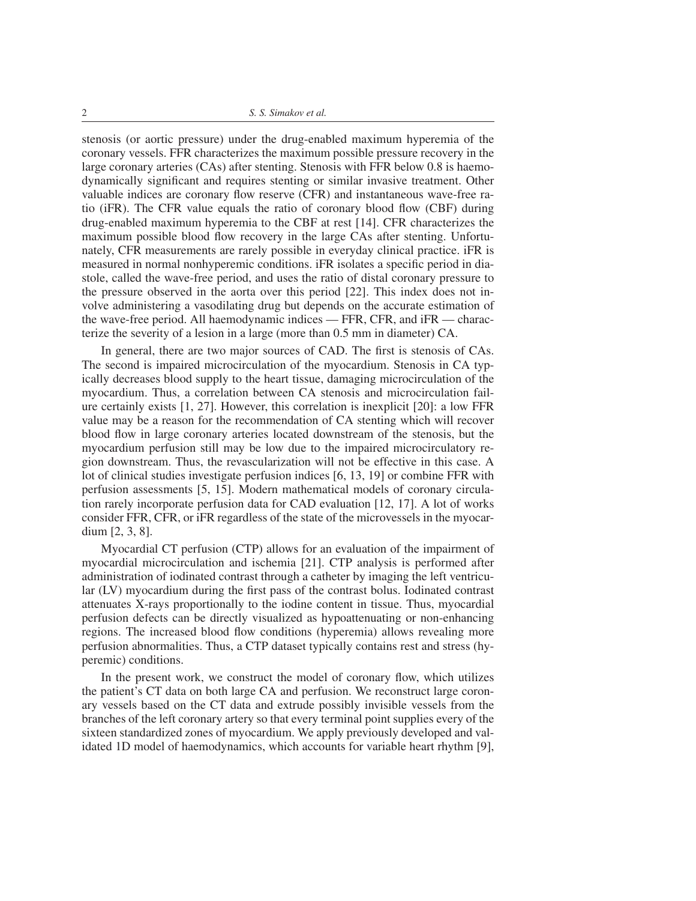stenosis (or aortic pressure) under the drug-enabled maximum hyperemia of the coronary vessels. FFR characterizes the maximum possible pressure recovery in the large coronary arteries (CAs) after stenting. Stenosis with FFR below 0.8 is haemodynamically significant and requires stenting or similar invasive treatment. Other valuable indices are coronary flow reserve (CFR) and instantaneous wave-free ratio (iFR). The CFR value equals the ratio of coronary blood flow (CBF) during drug-enabled maximum hyperemia to the CBF at rest [14]. CFR characterizes the maximum possible blood flow recovery in the large CAs after stenting. Unfortunately, CFR measurements are rarely possible in everyday clinical practice. iFR is measured in normal nonhyperemic conditions. iFR isolates a specific period in diastole, called the wave-free period, and uses the ratio of distal coronary pressure to the pressure observed in the aorta over this period [22]. This index does not involve administering a vasodilating drug but depends on the accurate estimation of the wave-free period. All haemodynamic indices — FFR, CFR, and iFR — characterize the severity of a lesion in a large (more than 0.5 mm in diameter) CA.

In general, there are two major sources of CAD. The first is stenosis of CAs. The second is impaired microcirculation of the myocardium. Stenosis in CA typically decreases blood supply to the heart tissue, damaging microcirculation of the myocardium. Thus, a correlation between CA stenosis and microcirculation failure certainly exists [1, 27]. However, this correlation is inexplicit [20]: a low FFR value may be a reason for the recommendation of CA stenting which will recover blood flow in large coronary arteries located downstream of the stenosis, but the myocardium perfusion still may be low due to the impaired microcirculatory region downstream. Thus, the revascularization will not be effective in this case. A lot of clinical studies investigate perfusion indices [6, 13, 19] or combine FFR with perfusion assessments [5, 15]. Modern mathematical models of coronary circulation rarely incorporate perfusion data for CAD evaluation [12, 17]. A lot of works consider FFR, CFR, or iFR regardless of the state of the microvessels in the myocardium [2, 3, 8].

Myocardial CT perfusion (CTP) allows for an evaluation of the impairment of myocardial microcirculation and ischemia [21]. CTP analysis is performed after administration of iodinated contrast through a catheter by imaging the left ventricular (LV) myocardium during the first pass of the contrast bolus. Iodinated contrast attenuates X-rays proportionally to the iodine content in tissue. Thus, myocardial perfusion defects can be directly visualized as hypoattenuating or non-enhancing regions. The increased blood flow conditions (hyperemia) allows revealing more perfusion abnormalities. Thus, a CTP dataset typically contains rest and stress (hyperemic) conditions.

In the present work, we construct the model of coronary flow, which utilizes the patient's CT data on both large CA and perfusion. We reconstruct large coronary vessels based on the CT data and extrude possibly invisible vessels from the branches of the left coronary artery so that every terminal point supplies every of the sixteen standardized zones of myocardium. We apply previously developed and validated 1D model of haemodynamics, which accounts for variable heart rhythm [9],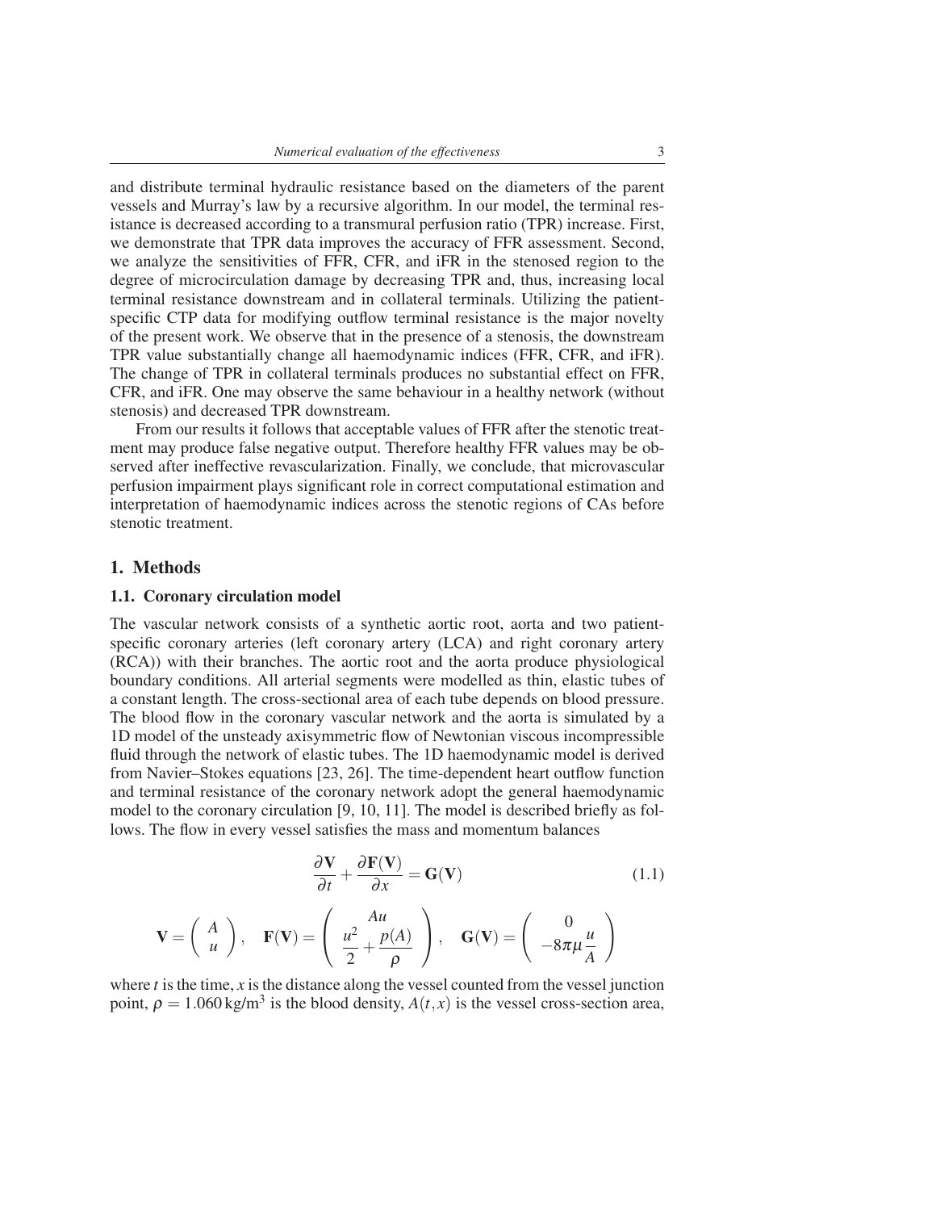and distribute terminal hydraulic resistance based on the diameters of the parent vessels and Murray's law by a recursive algorithm. In our model, the terminal resistance is decreased according to a transmural perfusion ratio (TPR) increase. First, we demonstrate that TPR data improves the accuracy of FFR assessment. Second, we analyze the sensitivities of FFR, CFR, and iFR in the stenosed region to the degree of microcirculation damage by decreasing TPR and, thus, increasing local terminal resistance downstream and in collateral terminals. Utilizing the patient-specific CTP data for modifying outflow terminal resistance is the major novelty of the present work. We observe that in the presence of a stenosis, the downstream TPR value substantially change all haemodynamic indices (FFR, CFR, and iFR). The change of TPR in collateral terminals produces no substantial effect on FFR, CFR, and iFR. One may observe the same behaviour in a healthy network (without stenosis) and decreased TPR downstream.

From our results it follows that acceptable values of FFR after the stenotic treatment may produce false negative output. Therefore healthy FFR values may be observed after ineffective revascularization. Finally, we conclude, that microvascular perfusion impairment plays significant role in correct computational estimation and interpretation of haemodynamic indices across the stenotic regions of CAs before stenotic treatment.

## 1. Methods

### 1.1. Coronary circulation model

The vascular network consists of a synthetic aortic root, aorta and two patient-specific coronary arteries (left coronary artery (LCA) and right coronary artery (RCA)) with their branches. The aortic root and the aorta produce physiological boundary conditions. All arterial segments were modelled as thin, elastic tubes of a constant length. The cross-sectional area of each tube depends on blood pressure. The blood flow in the coronary vascular network and the aorta is simulated by a 1D model of the unsteady axisymmetric flow of Newtonian viscous incompressible fluid through the network of elastic tubes. The 1D haemodynamic model is derived from Navier–Stokes equations [23, 26]. The time-dependent heart outflow function and terminal resistance of the coronary network adopt the general haemodynamic model to the coronary circulation [9, 10, 11]. The model is described briefly as follows. The flow in every vessel satisfies the mass and momentum balances

$$\frac{\partial \mathbf{V}}{\partial t} + \frac{\partial \mathbf{F}(\mathbf{V})}{\partial x} = \mathbf{G}(\mathbf{V}) \tag{1.1}$$

$$\mathbf{V} = \begin{pmatrix} A \\ u \end{pmatrix}, \quad \mathbf{F}(\mathbf{V}) = \begin{pmatrix} Au \\ \dfrac{u^2}{2} + \dfrac{p(A)}{\rho} \end{pmatrix}, \quad \mathbf{G}(\mathbf{V}) = \begin{pmatrix} 0 \\ -8\pi\mu \dfrac{u}{A} \end{pmatrix}$$

where $t$ is the time, $x$ is the distance along the vessel counted from the vessel junction point, $\rho = 1.060\,\text{kg/m}^3$ is the blood density, $A(t,x)$ is the vessel cross-section area,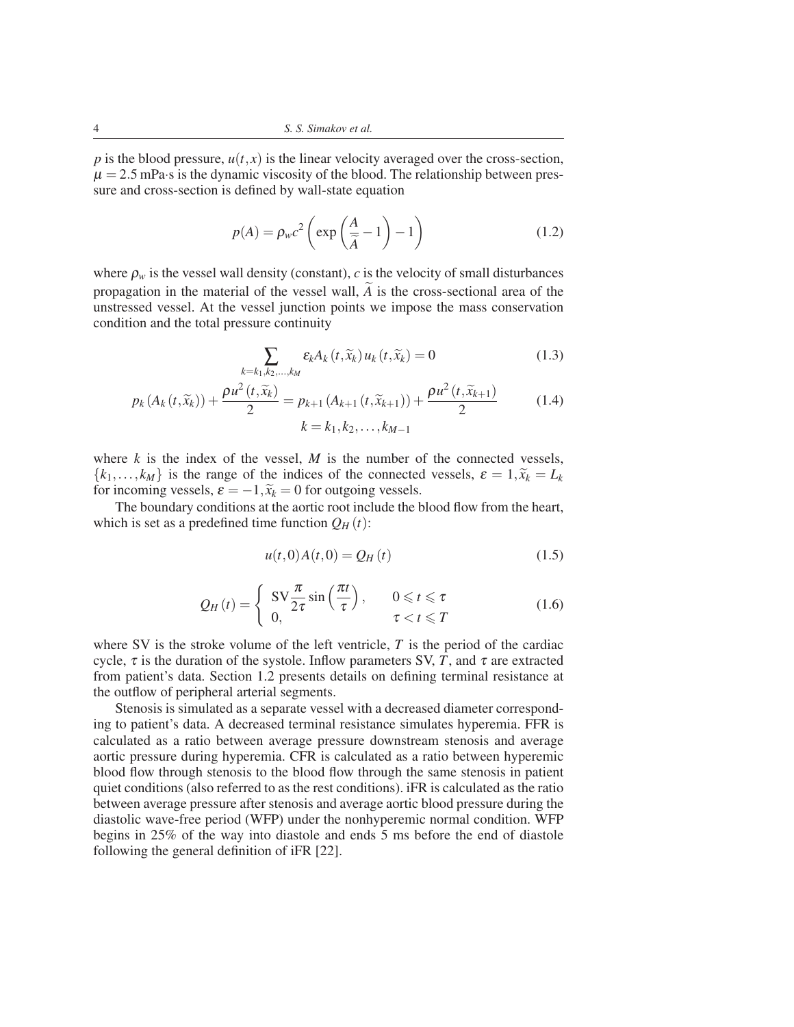$p$ is the blood pressure, $u(t,x)$ is the linear velocity averaged over the cross-section, $\mu = 2.5$ mPa·s is the dynamic viscosity of the blood. The relationship between pressure and cross-section is defined by wall-state equation

$$p(A) = \rho_w c^2 \left( \exp\left( \frac{A}{\widetilde{A}} - 1 \right) - 1 \right) \tag{1.2}$$

where $\rho_w$ is the vessel wall density (constant), $c$ is the velocity of small disturbances propagation in the material of the vessel wall, $\widetilde{A}$ is the cross-sectional area of the unstressed vessel. At the vessel junction points we impose the mass conservation condition and the total pressure continuity

$$\sum_{k=k_1,k_2,\ldots,k_M} \varepsilon_k A_k\left(t,\widetilde{x}_k\right) u_k\left(t,\widetilde{x}_k\right) = 0 \tag{1.3}$$

$$p_k\left(A_k\left(t,\widetilde{x}_k\right)\right) + \frac{\rho u^2\left(t,\widetilde{x}_k\right)}{2} = p_{k+1}\left(A_{k+1}\left(t,\widetilde{x}_{k+1}\right)\right) + \frac{\rho u^2\left(t,\widetilde{x}_{k+1}\right)}{2} \tag{1.4}$$

$$k = k_1, k_2, \ldots, k_{M-1}$$

where $k$ is the index of the vessel, $M$ is the number of the connected vessels, $\{k_1, \ldots, k_M\}$ is the range of the indices of the connected vessels, $\varepsilon = 1, \widetilde{x}_k = L_k$ for incoming vessels, $\varepsilon = -1, \widetilde{x}_k = 0$ for outgoing vessels.

The boundary conditions at the aortic root include the blood flow from the heart, which is set as a predefined time function $Q_H(t)$:

$$u(t,0)A(t,0) = Q_H(t) \tag{1.5}$$

$$Q_H(t) = \begin{cases} \mathrm{SV}\dfrac{\pi}{2\tau}\sin\left(\dfrac{\pi t}{\tau}\right), & 0 \leqslant t \leqslant \tau \\ 0, & \tau < t \leqslant T \end{cases} \tag{1.6}$$

where SV is the stroke volume of the left ventricle, $T$ is the period of the cardiac cycle, $\tau$ is the duration of the systole. Inflow parameters SV, $T$, and $\tau$ are extracted from patient's data. Section 1.2 presents details on defining terminal resistance at the outflow of peripheral arterial segments.

Stenosis is simulated as a separate vessel with a decreased diameter corresponding to patient's data. A decreased terminal resistance simulates hyperemia. FFR is calculated as a ratio between average pressure downstream stenosis and average aortic pressure during hyperemia. CFR is calculated as a ratio between hyperemic blood flow through stenosis to the blood flow through the same stenosis in patient quiet conditions (also referred to as the rest conditions). iFR is calculated as the ratio between average pressure after stenosis and average aortic blood pressure during the diastolic wave-free period (WFP) under the nonhyperemic normal condition. WFP begins in 25% of the way into diastole and ends 5 ms before the end of diastole following the general definition of iFR [22].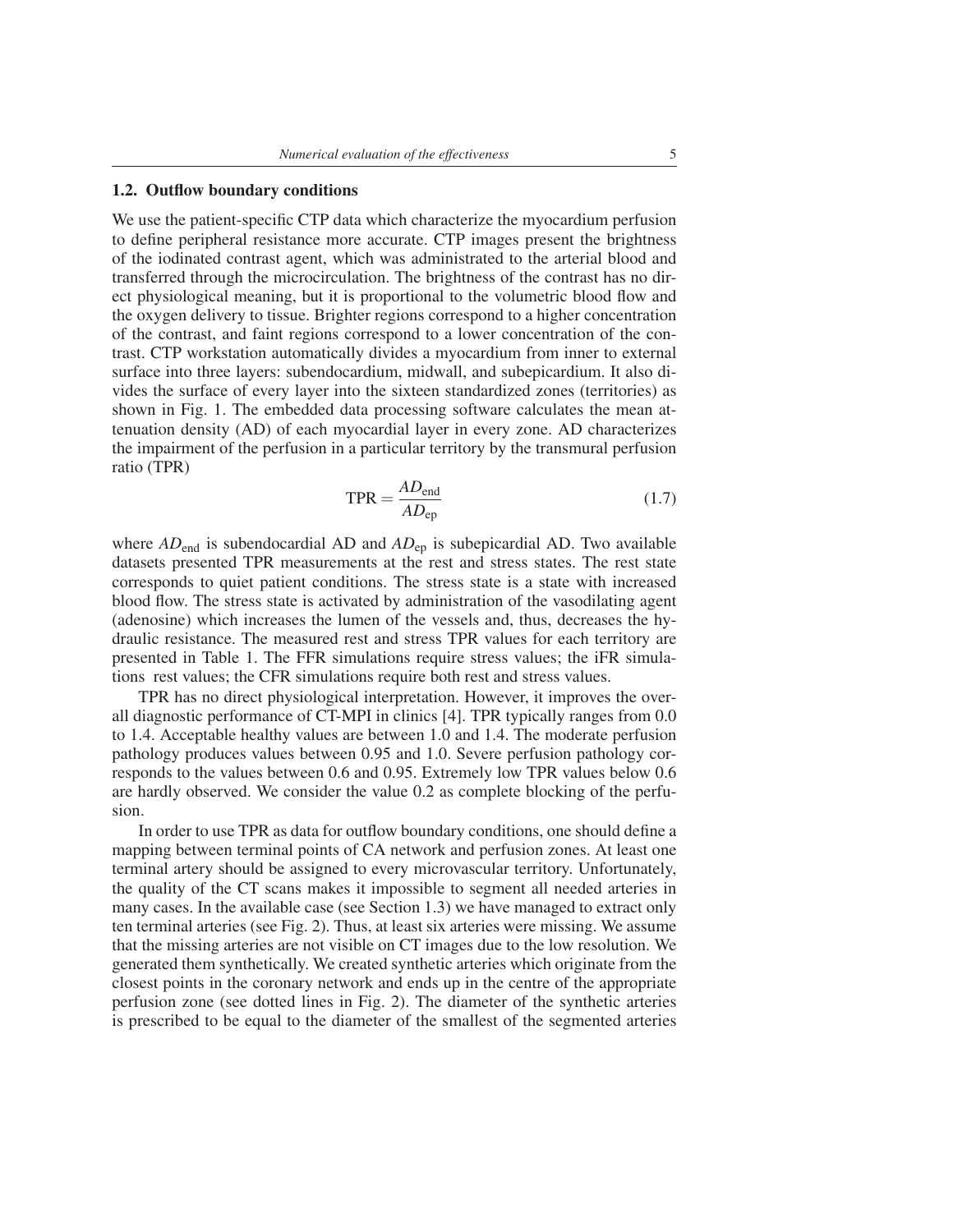### 1.2. Outflow boundary conditions

We use the patient-specific CTP data which characterize the myocardium perfusion to define peripheral resistance more accurate. CTP images present the brightness of the iodinated contrast agent, which was administrated to the arterial blood and transferred through the microcirculation. The brightness of the contrast has no direct physiological meaning, but it is proportional to the volumetric blood flow and the oxygen delivery to tissue. Brighter regions correspond to a higher concentration of the contrast, and faint regions correspond to a lower concentration of the contrast. CTP workstation automatically divides a myocardium from inner to external surface into three layers: subendocardium, midwall, and subepicardium. It also divides the surface of every layer into the sixteen standardized zones (territories) as shown in Fig. 1. The embedded data processing software calculates the mean attenuation density (AD) of each myocardial layer in every zone. AD characterizes the impairment of the perfusion in a particular territory by the transmural perfusion ratio (TPR)

$$\mathrm{TPR} = \frac{AD_{\mathrm{end}}}{AD_{\mathrm{ep}}} \tag{1.7}$$

where $AD_{\mathrm{end}}$ is subendocardial AD and $AD_{\mathrm{ep}}$ is subepicardial AD. Two available datasets presented TPR measurements at the rest and stress states. The rest state corresponds to quiet patient conditions. The stress state is a state with increased blood flow. The stress state is activated by administration of the vasodilating agent (adenosine) which increases the lumen of the vessels and, thus, decreases the hydraulic resistance. The measured rest and stress TPR values for each territory are presented in Table 1. The FFR simulations require stress values; the iFR simulations rest values; the CFR simulations require both rest and stress values.

TPR has no direct physiological interpretation. However, it improves the overall diagnostic performance of CT-MPI in clinics [4]. TPR typically ranges from 0.0 to 1.4. Acceptable healthy values are between 1.0 and 1.4. The moderate perfusion pathology produces values between 0.95 and 1.0. Severe perfusion pathology corresponds to the values between 0.6 and 0.95. Extremely low TPR values below 0.6 are hardly observed. We consider the value 0.2 as complete blocking of the perfusion.

In order to use TPR as data for outflow boundary conditions, one should define a mapping between terminal points of CA network and perfusion zones. At least one terminal artery should be assigned to every microvascular territory. Unfortunately, the quality of the CT scans makes it impossible to segment all needed arteries in many cases. In the available case (see Section 1.3) we have managed to extract only ten terminal arteries (see Fig. 2). Thus, at least six arteries were missing. We assume that the missing arteries are not visible on CT images due to the low resolution. We generated them synthetically. We created synthetic arteries which originate from the closest points in the coronary network and ends up in the centre of the appropriate perfusion zone (see dotted lines in Fig. 2). The diameter of the synthetic arteries is prescribed to be equal to the diameter of the smallest of the segmented arteries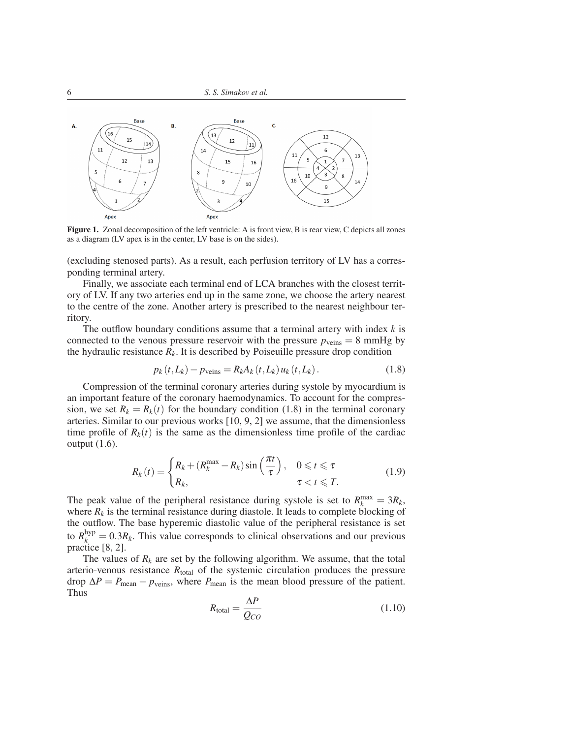Figure 1. Zonal decomposition of the left ventricle: A is front view, B is rear view, C depicts all zones as a diagram (LV apex is in the center, LV base is on the sides).

(excluding stenosed parts). As a result, each perfusion territory of LV has a corresponding terminal artery.

Finally, we associate each terminal end of LCA branches with the closest territory of LV. If any two arteries end up in the same zone, we choose the artery nearest to the centre of the zone. Another artery is prescribed to the nearest neighbour territory.

The outflow boundary conditions assume that a terminal artery with index $k$ is connected to the venous pressure reservoir with the pressure $p_{\text{veins}} = 8$ mmHg by the hydraulic resistance $R_k$. It is described by Poiseuille pressure drop condition

$$p_k(t, L_k) - p_{\text{veins}} = R_k A_k(t, L_k) u_k(t, L_k). \tag{1.8}$$

Compression of the terminal coronary arteries during systole by myocardium is an important feature of the coronary haemodynamics. To account for the compression, we set $R_k = R_k(t)$ for the boundary condition (1.8) in the terminal coronary arteries. Similar to our previous works [10, 9, 2] we assume, that the dimensionless time profile of $R_k(t)$ is the same as the dimensionless time profile of the cardiac output (1.6).

$$R_k(t) = \begin{cases} R_k + (R_k^{\max} - R_k)\sin\left(\dfrac{\pi t}{\tau}\right), & 0 \leqslant t \leqslant \tau \\ R_k, & \tau < t \leqslant T. \end{cases} \tag{1.9}$$

The peak value of the peripheral resistance during systole is set to $R_k^{\max} = 3R_k$, where $R_k$ is the terminal resistance during diastole. It leads to complete blocking of the outflow. The base hyperemic diastolic value of the peripheral resistance is set to $R_k^{\text{hyp}} = 0.3R_k$. This value corresponds to clinical observations and our previous practice [8, 2].

The values of $R_k$ are set by the following algorithm. We assume, that the total arterio-venous resistance $R_{\text{total}}$ of the systemic circulation produces the pressure drop $\Delta P = P_{\text{mean}} - p_{\text{veins}}$, where $P_{\text{mean}}$ is the mean blood pressure of the patient. Thus

$$R_{\text{total}} = \frac{\Delta P}{Q_{CO}} \tag{1.10}$$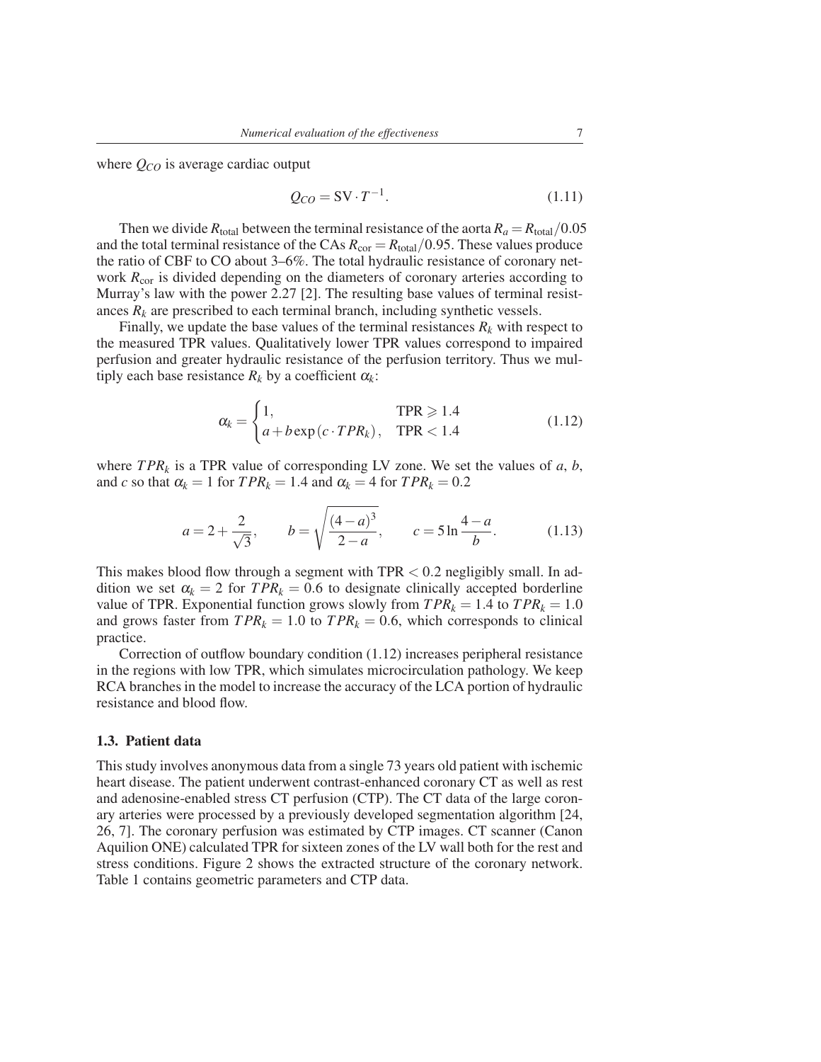where $Q_{CO}$ is average cardiac output

$$Q_{CO} = \mathrm{SV} \cdot T^{-1}. \tag{1.11}$$

Then we divide $R_{\text{total}}$ between the terminal resistance of the aorta $R_a = R_{\text{total}}/0.05$ and the total terminal resistance of the CAs $R_{\text{cor}} = R_{\text{total}}/0.95$. These values produce the ratio of CBF to CO about 3–6%. The total hydraulic resistance of coronary network $R_{\text{cor}}$ is divided depending on the diameters of coronary arteries according to Murray's law with the power 2.27 [2]. The resulting base values of terminal resistances $R_k$ are prescribed to each terminal branch, including synthetic vessels.

Finally, we update the base values of the terminal resistances $R_k$ with respect to the measured TPR values. Qualitatively lower TPR values correspond to impaired perfusion and greater hydraulic resistance of the perfusion territory. Thus we multiply each base resistance $R_k$ by a coefficient $\alpha_k$:

$$\alpha_k = \begin{cases} 1, & \text{TPR} \geqslant 1.4 \\ a + b\exp\left(c \cdot TPR_k\right), & \text{TPR} < 1.4 \end{cases} \tag{1.12}$$

where $TPR_k$ is a TPR value of corresponding LV zone. We set the values of $a$, $b$, and $c$ so that $\alpha_k = 1$ for $TPR_k = 1.4$ and $\alpha_k = 4$ for $TPR_k = 0.2$

$$a = 2 + \frac{2}{\sqrt{3}}, \qquad b = \sqrt{\frac{(4-a)^3}{2-a}}, \qquad c = 5\ln\frac{4-a}{b}. \tag{1.13}$$

This makes blood flow through a segment with TPR $< 0.2$ negligibly small. In addition we set $\alpha_k = 2$ for $TPR_k = 0.6$ to designate clinically accepted borderline value of TPR. Exponential function grows slowly from $TPR_k = 1.4$ to $TPR_k = 1.0$ and grows faster from $TPR_k = 1.0$ to $TPR_k = 0.6$, which corresponds to clinical practice.

Correction of outflow boundary condition (1.12) increases peripheral resistance in the regions with low TPR, which simulates microcirculation pathology. We keep RCA branches in the model to increase the accuracy of the LCA portion of hydraulic resistance and blood flow.

### 1.3. Patient data

This study involves anonymous data from a single 73 years old patient with ischemic heart disease. The patient underwent contrast-enhanced coronary CT as well as rest and adenosine-enabled stress CT perfusion (CTP). The CT data of the large coronary arteries were processed by a previously developed segmentation algorithm [24, 26, 7]. The coronary perfusion was estimated by CTP images. CT scanner (Canon Aquilion ONE) calculated TPR for sixteen zones of the LV wall both for the rest and stress conditions. Figure 2 shows the extracted structure of the coronary network. Table 1 contains geometric parameters and CTP data.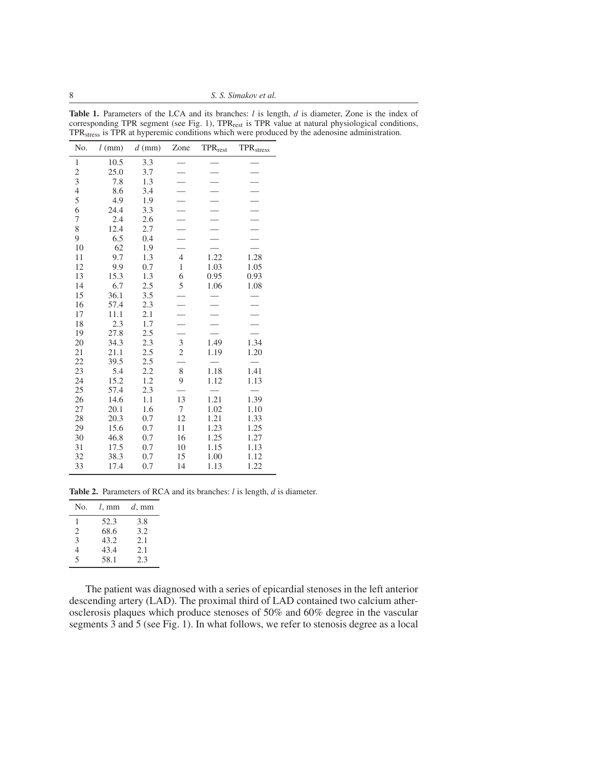**Table 1.** Parameters of the LCA and its branches: $l$ is length, $d$ is diameter, Zone is the index of corresponding TPR segment (see Fig. 1), $TPR_{rest}$ is TPR value at natural physiological conditions, $TPR_{stress}$ is TPR at hyperemic conditions which were produced by the adenosine administration.

| No. | $l$ (mm) | $d$ (mm) | Zone | $TPR_{rest}$ | $TPR_{stress}$ |
|---|---|---|---|---|---|
| 1 | 10.5 | 3.3 | — | — | — |
| 2 | 25.0 | 3.7 | — | — | — |
| 3 | 7.8 | 1.3 | — | — | — |
| 4 | 8.6 | 3.4 | — | — | — |
| 5 | 4.9 | 1.9 | — | — | — |
| 6 | 24.4 | 3.3 | — | — | — |
| 7 | 2.4 | 2.6 | — | — | — |
| 8 | 12.4 | 2.7 | — | — | — |
| 9 | 6.5 | 0.4 | — | — | — |
| 10 | 62 | 1.9 | — | — | — |
| 11 | 9.7 | 1.3 | 4 | 1.22 | 1.28 |
| 12 | 9.9 | 0.7 | 1 | 1.03 | 1.05 |
| 13 | 15.3 | 1.3 | 6 | 0.95 | 0.93 |
| 14 | 6.7 | 2.5 | 5 | 1.06 | 1.08 |
| 15 | 36.1 | 3.5 | — | — | — |
| 16 | 57.4 | 2.3 | — | — | — |
| 17 | 11.1 | 2.1 | — | — | — |
| 18 | 2.3 | 1.7 | — | — | — |
| 19 | 27.8 | 2.5 | — | — | — |
| 20 | 34.3 | 2.3 | 3 | 1.49 | 1.34 |
| 21 | 21.1 | 2.5 | 2 | 1.19 | 1.20 |
| 22 | 39.5 | 2.5 | — | — | — |
| 23 | 5.4 | 2.2 | 8 | 1.18 | 1.41 |
| 24 | 15.2 | 1.2 | 9 | 1.12 | 1.13 |
| 25 | 57.4 | 2.3 | — | — | — |
| 26 | 14.6 | 1.1 | 13 | 1.21 | 1.39 |
| 27 | 20.1 | 1.6 | 7 | 1.02 | 1.10 |
| 28 | 20.3 | 0.7 | 12 | 1.21 | 1.33 |
| 29 | 15.6 | 0.7 | 11 | 1.23 | 1.25 |
| 30 | 46.8 | 0.7 | 16 | 1.25 | 1.27 |
| 31 | 17.5 | 0.7 | 10 | 1.15 | 1.13 |
| 32 | 38.3 | 0.7 | 15 | 1.00 | 1.12 |
| 33 | 17.4 | 0.7 | 14 | 1.13 | 1.22 |

**Table 2.** Parameters of RCA and its branches: $l$ is length, $d$ is diameter.

| No. | $l$, mm | $d$, mm |
|---|---|---|
| 1 | 52.3 | 3.8 |
| 2 | 68.6 | 3.2 |
| 3 | 43.2 | 2.1 |
| 4 | 43.4 | 2.1 |
| 5 | 58.1 | 2.3 |

The patient was diagnosed with a series of epicardial stenoses in the left anterior descending artery (LAD). The proximal third of LAD contained two calcium atherosclerosis plaques which produce stenoses of 50% and 60% degree in the vascular segments 3 and 5 (see Fig. 1). In what follows, we refer to stenosis degree as a local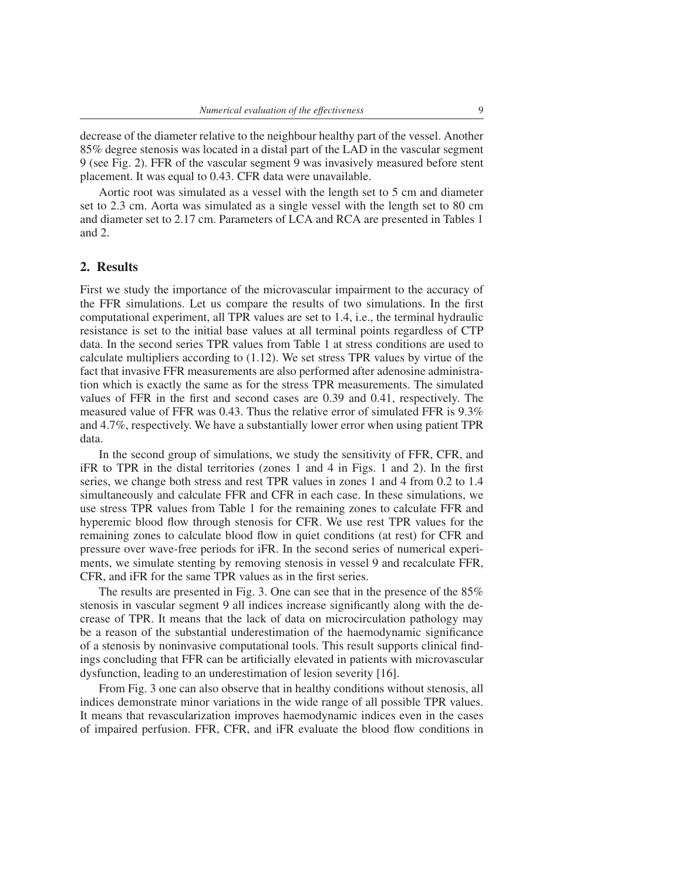decrease of the diameter relative to the neighbour healthy part of the vessel. Another 85% degree stenosis was located in a distal part of the LAD in the vascular segment 9 (see Fig. 2). FFR of the vascular segment 9 was invasively measured before stent placement. It was equal to 0.43. CFR data were unavailable.

Aortic root was simulated as a vessel with the length set to 5 cm and diameter set to 2.3 cm. Aorta was simulated as a single vessel with the length set to 80 cm and diameter set to 2.17 cm. Parameters of LCA and RCA are presented in Tables 1 and 2.

## 2. Results

First we study the importance of the microvascular impairment to the accuracy of the FFR simulations. Let us compare the results of two simulations. In the first computational experiment, all TPR values are set to 1.4, i.e., the terminal hydraulic resistance is set to the initial base values at all terminal points regardless of CTP data. In the second series TPR values from Table 1 at stress conditions are used to calculate multipliers according to (1.12). We set stress TPR values by virtue of the fact that invasive FFR measurements are also performed after adenosine administration which is exactly the same as for the stress TPR measurements. The simulated values of FFR in the first and second cases are 0.39 and 0.41, respectively. The measured value of FFR was 0.43. Thus the relative error of simulated FFR is 9.3% and 4.7%, respectively. We have a substantially lower error when using patient TPR data.

In the second group of simulations, we study the sensitivity of FFR, CFR, and iFR to TPR in the distal territories (zones 1 and 4 in Figs. 1 and 2). In the first series, we change both stress and rest TPR values in zones 1 and 4 from 0.2 to 1.4 simultaneously and calculate FFR and CFR in each case. In these simulations, we use stress TPR values from Table 1 for the remaining zones to calculate FFR and hyperemic blood flow through stenosis for CFR. We use rest TPR values for the remaining zones to calculate blood flow in quiet conditions (at rest) for CFR and pressure over wave-free periods for iFR. In the second series of numerical experiments, we simulate stenting by removing stenosis in vessel 9 and recalculate FFR, CFR, and iFR for the same TPR values as in the first series.

The results are presented in Fig. 3. One can see that in the presence of the 85% stenosis in vascular segment 9 all indices increase significantly along with the decrease of TPR. It means that the lack of data on microcirculation pathology may be a reason of the substantial underestimation of the haemodynamic significance of a stenosis by noninvasive computational tools. This result supports clinical findings concluding that FFR can be artificially elevated in patients with microvascular dysfunction, leading to an underestimation of lesion severity [16].

From Fig. 3 one can also observe that in healthy conditions without stenosis, all indices demonstrate minor variations in the wide range of all possible TPR values. It means that revascularization improves haemodynamic indices even in the cases of impaired perfusion. FFR, CFR, and iFR evaluate the blood flow conditions in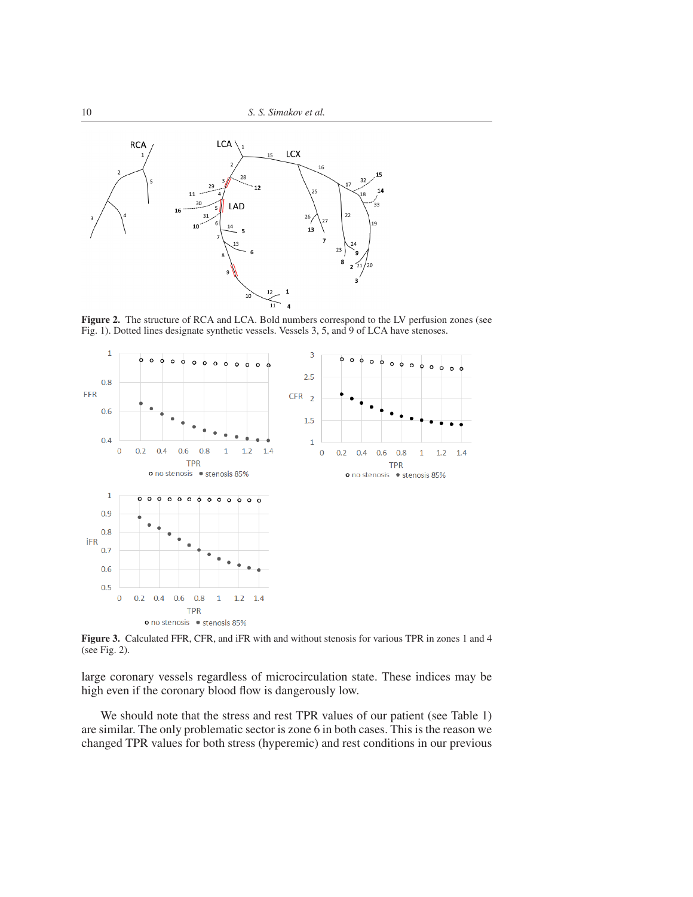**Figure 2.** The structure of RCA and LCA. Bold numbers correspond to the LV perfusion zones (see Fig. 1). Dotted lines designate synthetic vessels. Vessels 3, 5, and 9 of LCA have stenoses.

**Figure 3.** Calculated FFR, CFR, and iFR with and without stenosis for various TPR in zones 1 and 4 (see Fig. 2).

large coronary vessels regardless of microcirculation state. These indices may be high even if the coronary blood flow is dangerously low.

We should note that the stress and rest TPR values of our patient (see Table 1) are similar. The only problematic sector is zone 6 in both cases. This is the reason we changed TPR values for both stress (hyperemic) and rest conditions in our previous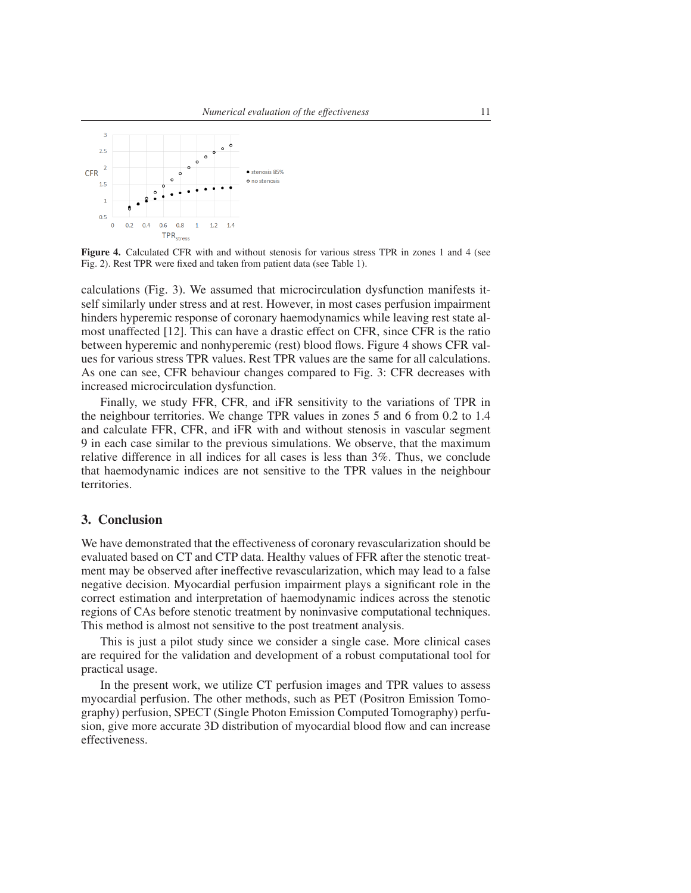Figure 4. Calculated CFR with and without stenosis for various stress TPR in zones 1 and 4 (see Fig. 2). Rest TPR were fixed and taken from patient data (see Table 1).

calculations (Fig. 3). We assumed that microcirculation dysfunction manifests itself similarly under stress and at rest. However, in most cases perfusion impairment hinders hyperemic response of coronary haemodynamics while leaving rest state almost unaffected [12]. This can have a drastic effect on CFR, since CFR is the ratio between hyperemic and nonhyperemic (rest) blood flows. Figure 4 shows CFR values for various stress TPR values. Rest TPR values are the same for all calculations. As one can see, CFR behaviour changes compared to Fig. 3: CFR decreases with increased microcirculation dysfunction.

Finally, we study FFR, CFR, and iFR sensitivity to the variations of TPR in the neighbour territories. We change TPR values in zones 5 and 6 from 0.2 to 1.4 and calculate FFR, CFR, and iFR with and without stenosis in vascular segment 9 in each case similar to the previous simulations. We observe, that the maximum relative difference in all indices for all cases is less than 3%. Thus, we conclude that haemodynamic indices are not sensitive to the TPR values in the neighbour territories.

## 3. Conclusion

We have demonstrated that the effectiveness of coronary revascularization should be evaluated based on CT and CTP data. Healthy values of FFR after the stenotic treatment may be observed after ineffective revascularization, which may lead to a false negative decision. Myocardial perfusion impairment plays a significant role in the correct estimation and interpretation of haemodynamic indices across the stenotic regions of CAs before stenotic treatment by noninvasive computational techniques. This method is almost not sensitive to the post treatment analysis.

This is just a pilot study since we consider a single case. More clinical cases are required for the validation and development of a robust computational tool for practical usage.

In the present work, we utilize CT perfusion images and TPR values to assess myocardial perfusion. The other methods, such as PET (Positron Emission Tomography) perfusion, SPECT (Single Photon Emission Computed Tomography) perfusion, give more accurate 3D distribution of myocardial blood flow and can increase effectiveness.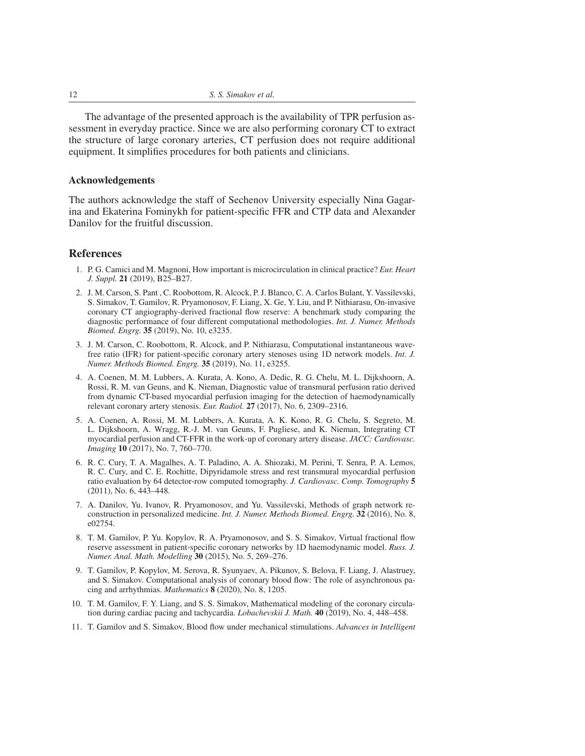The advantage of the presented approach is the availability of TPR perfusion assessment in everyday practice. Since we are also performing coronary CT to extract the structure of large coronary arteries, CT perfusion does not require additional equipment. It simplifies procedures for both patients and clinicians.

### Acknowledgements

The authors acknowledge the staff of Sechenov University especially Nina Gagarina and Ekaterina Fominykh for patient-specific FFR and CTP data and Alexander Danilov for the fruitful discussion.

## References

1. P. G. Camici and M. Magnoni, How important is microcirculation in clinical practice? *Eur. Heart J. Suppl.* **21** (2019), B25–B27.
2. J. M. Carson, S. Pant , C. Roobottom, R. Alcock, P. J. Blanco, C. A. Carlos Bulant, Y. Vassilevski, S. Simakov, T. Gamilov, R. Pryamonosov, F. Liang, X. Ge, Y. Liu, and P. Nithiarasu, On-invasive coronary CT angiography-derived fractional flow reserve: A benchmark study comparing the diagnostic performance of four different computational methodologies. *Int. J. Numer. Methods Biomed. Engrg.* **35** (2019), No. 10, e3235.
3. J. M. Carson, C. Roobottom, R. Alcock, and P. Nithiarasu, Computational instantaneous wave-free ratio (IFR) for patient-specific coronary artery stenoses using 1D network models. *Int. J. Numer. Methods Biomed. Engrg.* **35** (2019), No. 11, e3255.
4. A. Coenen, M. M. Lubbers, A. Kurata, A. Kono, A. Dedic, R. G. Chelu, M. L. Dijkshoorn, A. Rossi, R. M. van Geuns, and K. Nieman, Diagnostic value of transmural perfusion ratio derived from dynamic CT-based myocardial perfusion imaging for the detection of haemodynamically relevant coronary artery stenosis. *Eur. Radiol.* **27** (2017), No. 6, 2309–2316.
5. A. Coenen, A. Rossi, M. M. Lubbers, A. Kurata, A. K. Kono, R. G. Chelu, S. Segreto, M. L. Dijkshoorn, A. Wragg, R.-J. M. van Geuns, F. Pugliese, and K. Nieman, Integrating CT myocardial perfusion and CT-FFR in the work-up of coronary artery disease. *JACC: Cardiovasc. Imaging* **10** (2017), No. 7, 760–770.
6. R. C. Cury, T. A. Magalhes, A. T. Paladino, A. A. Shiozaki, M. Perini, T. Senra, P. A. Lemos, R. C. Cury, and C. E. Rochitte, Dipyridamole stress and rest transmural myocardial perfusion ratio evaluation by 64 detector-row computed tomography. *J. Cardiovasc. Comp. Tomography* **5** (2011), No. 6, 443–448.
7. A. Danilov, Yu. Ivanov, R. Pryamonosov, and Yu. Vassilevski, Methods of graph network reconstruction in personalized medicine. *Int. J. Numer. Methods Biomed. Engrg.* **32** (2016), No. 8, e02754.
8. T. M. Gamilov, P. Yu. Kopylov, R. A. Pryamonosov, and S. S. Simakov, Virtual fractional flow reserve assessment in patient-specific coronary networks by 1D haemodynamic model. *Russ. J. Numer. Anal. Math. Modelling* **30** (2015), No. 5, 269–276.
9. T. Gamilov, P. Kopylov, M. Serova, R. Syunyaev, A. Pikunov, S. Belova, F. Liang, J. Alastruey, and S. Simakov. Computational analysis of coronary blood flow: The role of asynchronous pacing and arrhythmias. *Mathematics* **8** (2020), No. 8, 1205.
10. T. M. Gamilov, F. Y. Liang, and S. S. Simakov, Mathematical modeling of the coronary circulation during cardiac pacing and tachycardia. *Lobachevskii J. Math.* **40** (2019), No. 4, 448–458.
11. T. Gamilov and S. Simakov, Blood flow under mechanical stimulations. *Advances in Intelligent*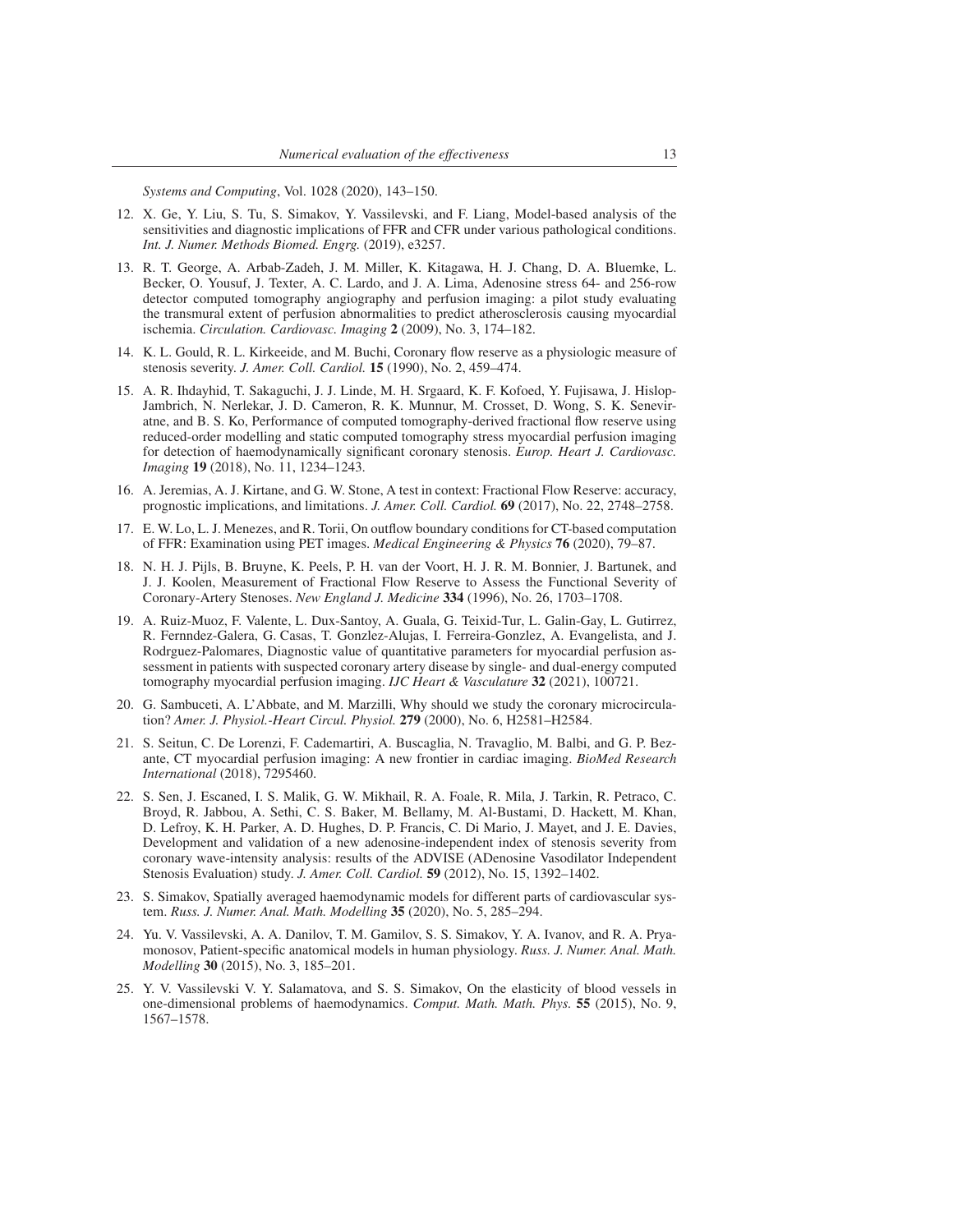*Systems and Computing*, Vol. 1028 (2020), 143–150.

12. X. Ge, Y. Liu, S. Tu, S. Simakov, Y. Vassilevski, and F. Liang, Model-based analysis of the sensitivities and diagnostic implications of FFR and CFR under various pathological conditions. *Int. J. Numer. Methods Biomed. Engrg.* (2019), e3257.

13. R. T. George, A. Arbab-Zadeh, J. M. Miller, K. Kitagawa, H. J. Chang, D. A. Bluemke, L. Becker, O. Yousuf, J. Texter, A. C. Lardo, and J. A. Lima, Adenosine stress 64- and 256-row detector computed tomography angiography and perfusion imaging: a pilot study evaluating the transmural extent of perfusion abnormalities to predict atherosclerosis causing myocardial ischemia. *Circulation. Cardiovasc. Imaging* **2** (2009), No. 3, 174–182.

14. K. L. Gould, R. L. Kirkeeide, and M. Buchi, Coronary flow reserve as a physiologic measure of stenosis severity. *J. Amer. Coll. Cardiol.* **15** (1990), No. 2, 459–474.

15. A. R. Ihdayhid, T. Sakaguchi, J. J. Linde, M. H. Srgaard, K. F. Kofoed, Y. Fujisawa, J. Hislop-Jambrich, N. Nerlekar, J. D. Cameron, R. K. Munnur, M. Crosset, D. Wong, S. K. Seneviratne, and B. S. Ko, Performance of computed tomography-derived fractional flow reserve using reduced-order modelling and static computed tomography stress myocardial perfusion imaging for detection of haemodynamically significant coronary stenosis. *Europ. Heart J. Cardiovasc. Imaging* **19** (2018), No. 11, 1234–1243.

16. A. Jeremias, A. J. Kirtane, and G. W. Stone, A test in context: Fractional Flow Reserve: accuracy, prognostic implications, and limitations. *J. Amer. Coll. Cardiol.* **69** (2017), No. 22, 2748–2758.

17. E. W. Lo, L. J. Menezes, and R. Torii, On outflow boundary conditions for CT-based computation of FFR: Examination using PET images. *Medical Engineering & Physics* **76** (2020), 79–87.

18. N. H. J. Pijls, B. Bruyne, K. Peels, P. H. van der Voort, H. J. R. M. Bonnier, J. Bartunek, and J. J. Koolen, Measurement of Fractional Flow Reserve to Assess the Functional Severity of Coronary-Artery Stenoses. *New England J. Medicine* **334** (1996), No. 26, 1703–1708.

19. A. Ruiz-Muoz, F. Valente, L. Dux-Santoy, A. Guala, G. Teixid-Tur, L. Galin-Gay, L. Gutirrez, R. Fernndez-Galera, G. Casas, T. Gonzlez-Alujas, I. Ferreira-Gonzlez, A. Evangelista, and J. Rodrguez-Palomares, Diagnostic value of quantitative parameters for myocardial perfusion assessment in patients with suspected coronary artery disease by single- and dual-energy computed tomography myocardial perfusion imaging. *IJC Heart & Vasculature* **32** (2021), 100721.

20. G. Sambuceti, A. L'Abbate, and M. Marzilli, Why should we study the coronary microcirculation? *Amer. J. Physiol.-Heart Circul. Physiol.* **279** (2000), No. 6, H2581–H2584.

21. S. Seitun, C. De Lorenzi, F. Cademartiri, A. Buscaglia, N. Travaglio, M. Balbi, and G. P. Bezante, CT myocardial perfusion imaging: A new frontier in cardiac imaging. *BioMed Research International* (2018), 7295460.

22. S. Sen, J. Escaned, I. S. Malik, G. W. Mikhail, R. A. Foale, R. Mila, J. Tarkin, R. Petraco, C. Broyd, R. Jabbou, A. Sethi, C. S. Baker, M. Bellamy, M. Al-Bustami, D. Hackett, M. Khan, D. Lefroy, K. H. Parker, A. D. Hughes, D. P. Francis, C. Di Mario, J. Mayet, and J. E. Davies, Development and validation of a new adenosine-independent index of stenosis severity from coronary wave-intensity analysis: results of the ADVISE (ADenosine Vasodilator Independent Stenosis Evaluation) study. *J. Amer. Coll. Cardiol.* **59** (2012), No. 15, 1392–1402.

23. S. Simakov, Spatially averaged haemodynamic models for different parts of cardiovascular system. *Russ. J. Numer. Anal. Math. Modelling* **35** (2020), No. 5, 285–294.

24. Yu. V. Vassilevski, A. A. Danilov, T. M. Gamilov, S. S. Simakov, Y. A. Ivanov, and R. A. Pryamonosov, Patient-specific anatomical models in human physiology. *Russ. J. Numer. Anal. Math. Modelling* **30** (2015), No. 3, 185–201.

25. Y. V. Vassilevski V. Y. Salamatova, and S. S. Simakov, On the elasticity of blood vessels in one-dimensional problems of haemodynamics. *Comput. Math. Math. Phys.* **55** (2015), No. 9, 1567–1578.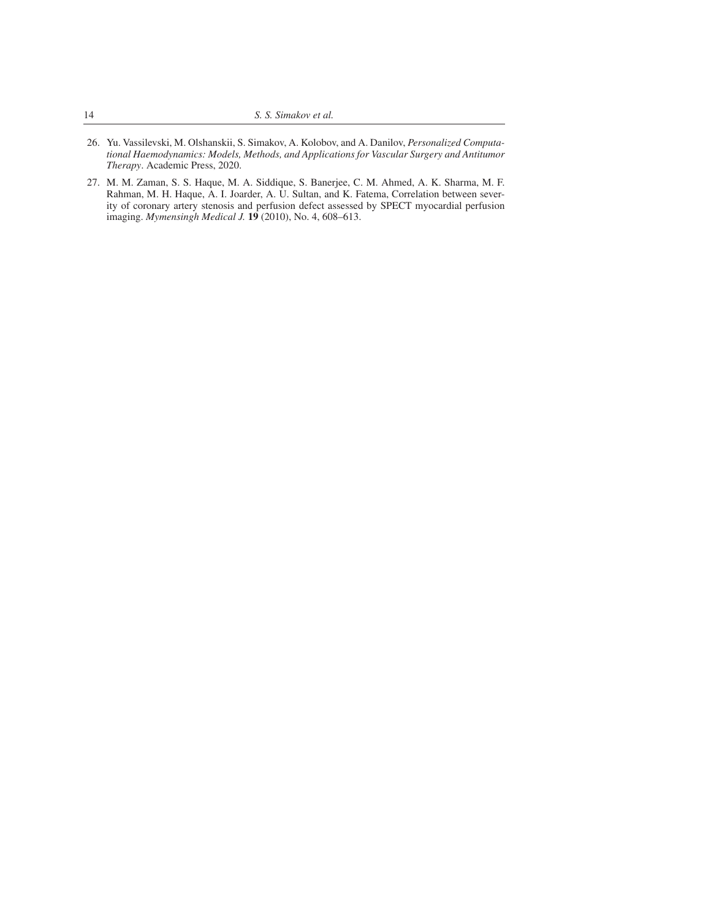26. Yu. Vassilevski, M. Olshanskii, S. Simakov, A. Kolobov, and A. Danilov, *Personalized Computational Haemodynamics: Models, Methods, and Applications for Vascular Surgery and Antitumor Therapy*. Academic Press, 2020.

27. M. M. Zaman, S. S. Haque, M. A. Siddique, S. Banerjee, C. M. Ahmed, A. K. Sharma, M. F. Rahman, M. H. Haque, A. I. Joarder, A. U. Sultan, and K. Fatema, Correlation between severity of coronary artery stenosis and perfusion defect assessed by SPECT myocardial perfusion imaging. *Mymensingh Medical J.* **19** (2010), No. 4, 608–613.